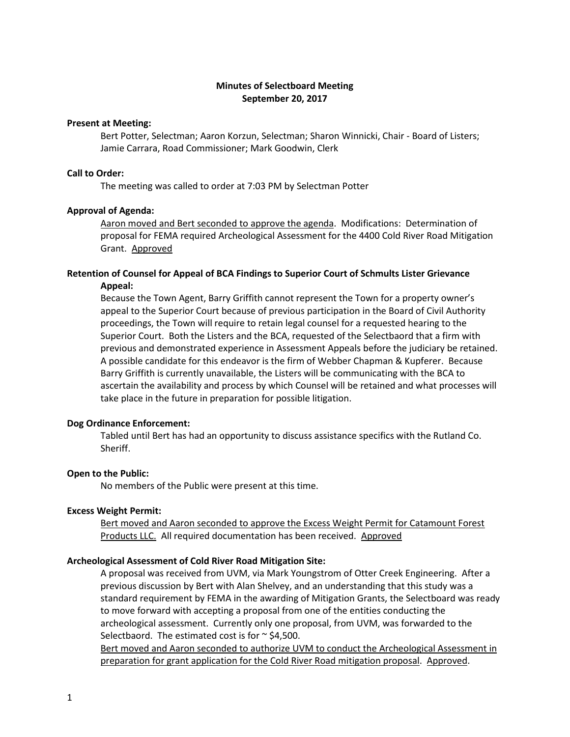# Minutes of Selectboard Meeting
## September 20, 2017

**Present at Meeting:**

Bert Potter, Selectman; Aaron Korzun, Selectman; Sharon Winnicki, Chair - Board of Listers; Jamie Carrara, Road Commissioner; Mark Goodwin, Clerk

**Call to Order:**

The meeting was called to order at 7:03 PM by Selectman Potter

**Approval of Agenda:**

Aaron moved and Bert seconded to approve the agenda. Modifications: Determination of proposal for FEMA required Archeological Assessment for the 4400 Cold River Road Mitigation Grant. Approved

**Retention of Counsel for Appeal of BCA Findings to Superior Court of Schmults Lister Grievance Appeal:**

Because the Town Agent, Barry Griffith cannot represent the Town for a property owner's appeal to the Superior Court because of previous participation in the Board of Civil Authority proceedings, the Town will require to retain legal counsel for a requested hearing to the Superior Court. Both the Listers and the BCA, requested of the Selectbaord that a firm with previous and demonstrated experience in Assessment Appeals before the judiciary be retained. A possible candidate for this endeavor is the firm of Webber Chapman & Kupferer. Because Barry Griffith is currently unavailable, the Listers will be communicating with the BCA to ascertain the availability and process by which Counsel will be retained and what processes will take place in the future in preparation for possible litigation.

**Dog Ordinance Enforcement:**

Tabled until Bert has had an opportunity to discuss assistance specifics with the Rutland Co. Sheriff.

**Open to the Public:**

No members of the Public were present at this time.

**Excess Weight Permit:**

Bert moved and Aaron seconded to approve the Excess Weight Permit for Catamount Forest Products LLC. All required documentation has been received. Approved

**Archeological Assessment of Cold River Road Mitigation Site:**

A proposal was received from UVM, via Mark Youngstrom of Otter Creek Engineering. After a previous discussion by Bert with Alan Shelvey, and an understanding that this study was a standard requirement by FEMA in the awarding of Mitigation Grants, the Selectboard was ready to move forward with accepting a proposal from one of the entities conducting the archeological assessment. Currently only one proposal, from UVM, was forwarded to the Selectbaord. The estimated cost is for ~ $4,500.

Bert moved and Aaron seconded to authorize UVM to conduct the Archeological Assessment in preparation for grant application for the Cold River Road mitigation proposal. Approved.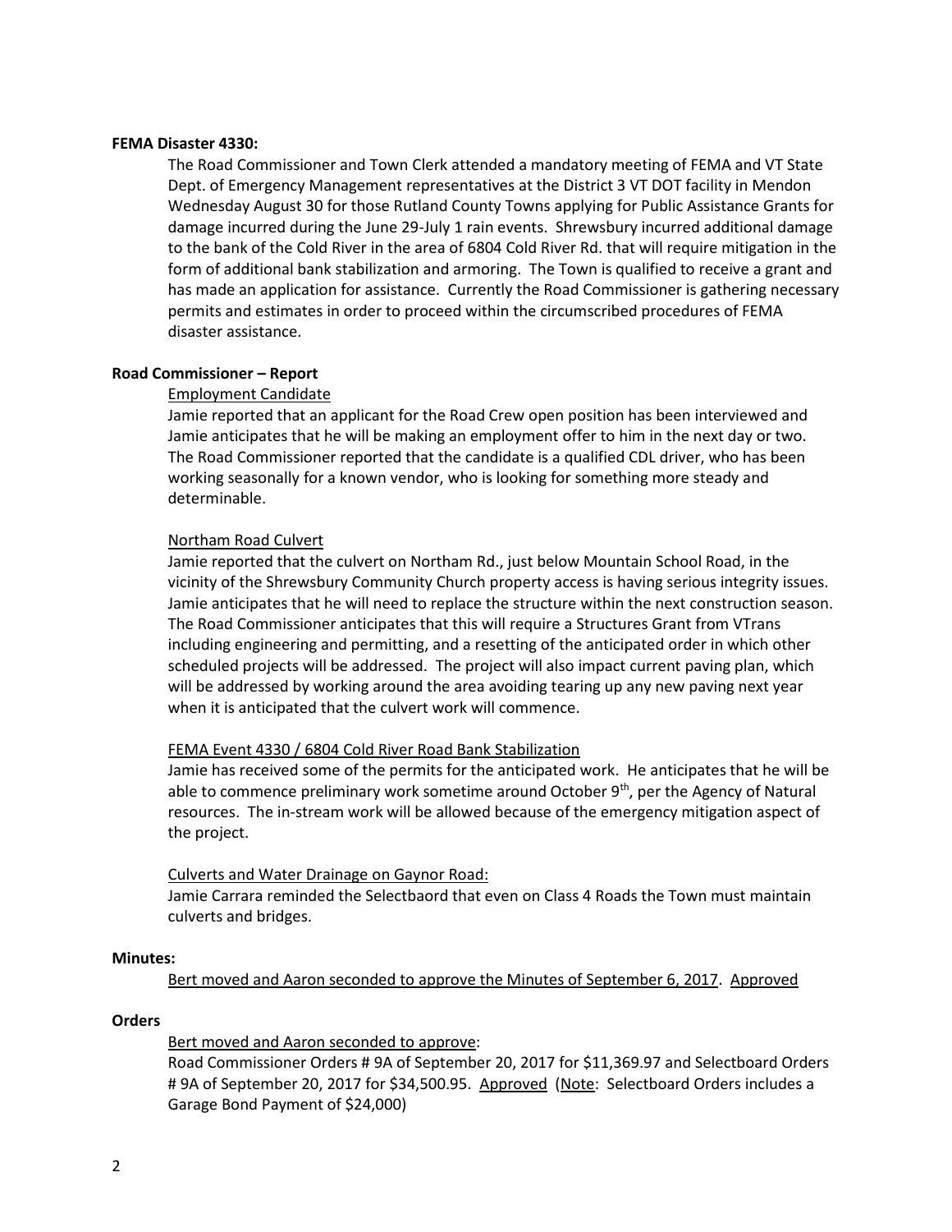**FEMA Disaster 4330:**

The Road Commissioner and Town Clerk attended a mandatory meeting of FEMA and VT State Dept. of Emergency Management representatives at the District 3 VT DOT facility in Mendon Wednesday August 30 for those Rutland County Towns applying for Public Assistance Grants for damage incurred during the June 29-July 1 rain events. Shrewsbury incurred additional damage to the bank of the Cold River in the area of 6804 Cold River Rd. that will require mitigation in the form of additional bank stabilization and armoring. The Town is qualified to receive a grant and has made an application for assistance. Currently the Road Commissioner is gathering necessary permits and estimates in order to proceed within the circumscribed procedures of FEMA disaster assistance.

**Road Commissioner – Report**

Employment Candidate

Jamie reported that an applicant for the Road Crew open position has been interviewed and Jamie anticipates that he will be making an employment offer to him in the next day or two. The Road Commissioner reported that the candidate is a qualified CDL driver, who has been working seasonally for a known vendor, who is looking for something more steady and determinable.

Northam Road Culvert

Jamie reported that the culvert on Northam Rd., just below Mountain School Road, in the vicinity of the Shrewsbury Community Church property access is having serious integrity issues. Jamie anticipates that he will need to replace the structure within the next construction season. The Road Commissioner anticipates that this will require a Structures Grant from VTrans including engineering and permitting, and a resetting of the anticipated order in which other scheduled projects will be addressed. The project will also impact current paving plan, which will be addressed by working around the area avoiding tearing up any new paving next year when it is anticipated that the culvert work will commence.

FEMA Event 4330 / 6804 Cold River Road Bank Stabilization

Jamie has received some of the permits for the anticipated work. He anticipates that he will be able to commence preliminary work sometime around October 9th, per the Agency of Natural resources. The in-stream work will be allowed because of the emergency mitigation aspect of the project.

Culverts and Water Drainage on Gaynor Road:

Jamie Carrara reminded the Selectbaord that even on Class 4 Roads the Town must maintain culverts and bridges.

**Minutes:**

Bert moved and Aaron seconded to approve the Minutes of September 6, 2017. Approved

**Orders**

Bert moved and Aaron seconded to approve:

Road Commissioner Orders # 9A of September 20, 2017 for $11,369.97 and Selectboard Orders # 9A of September 20, 2017 for $34,500.95. Approved (Note: Selectboard Orders includes a Garage Bond Payment of $24,000)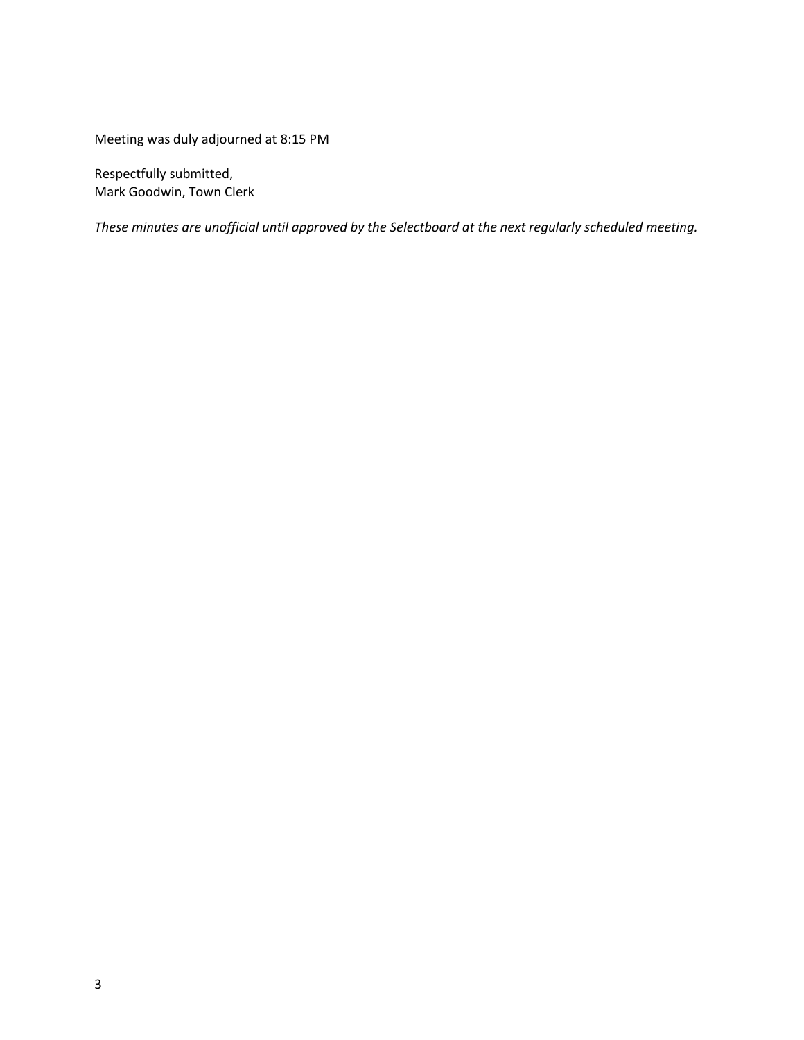Meeting was duly adjourned at 8:15 PM

Respectfully submitted,
Mark Goodwin, Town Clerk

*These minutes are unofficial until approved by the Selectboard at the next regularly scheduled meeting.*